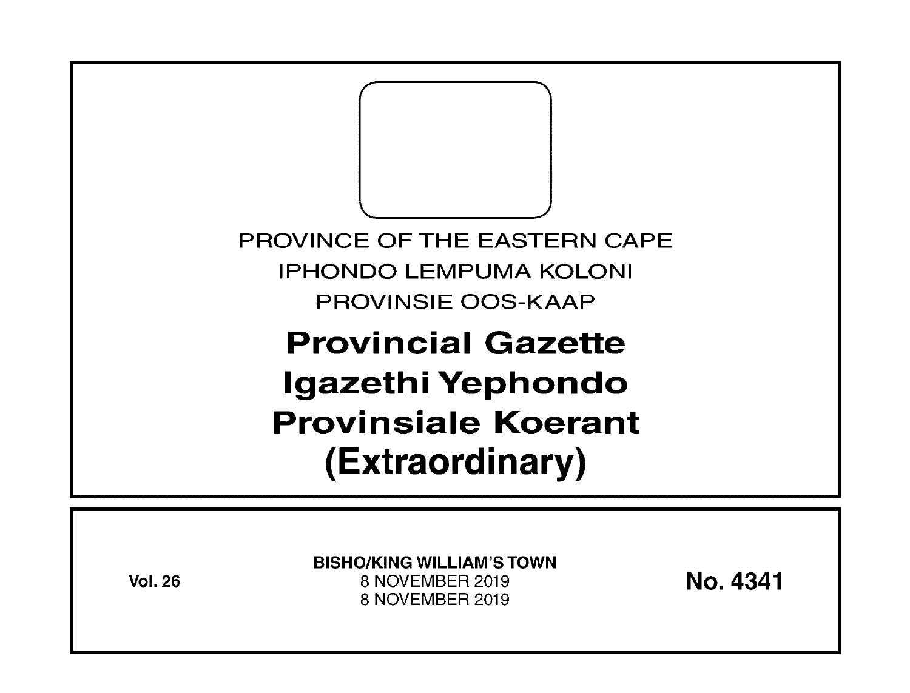PROVINCE OF THE EASTERN CAPE

IPHONDO LEMPUMA KOLONI

PROVINSIE OOS-KAAP

# Provincial Gazette
# Igazethi Yephondo
# Provinsiale Koerant
# (Extraordinary)

**Vol. 26**

**BISHO/KING WILLIAM'S TOWN**
8 NOVEMBER 2019
8 NOVEMBER 2019

**No. 4341**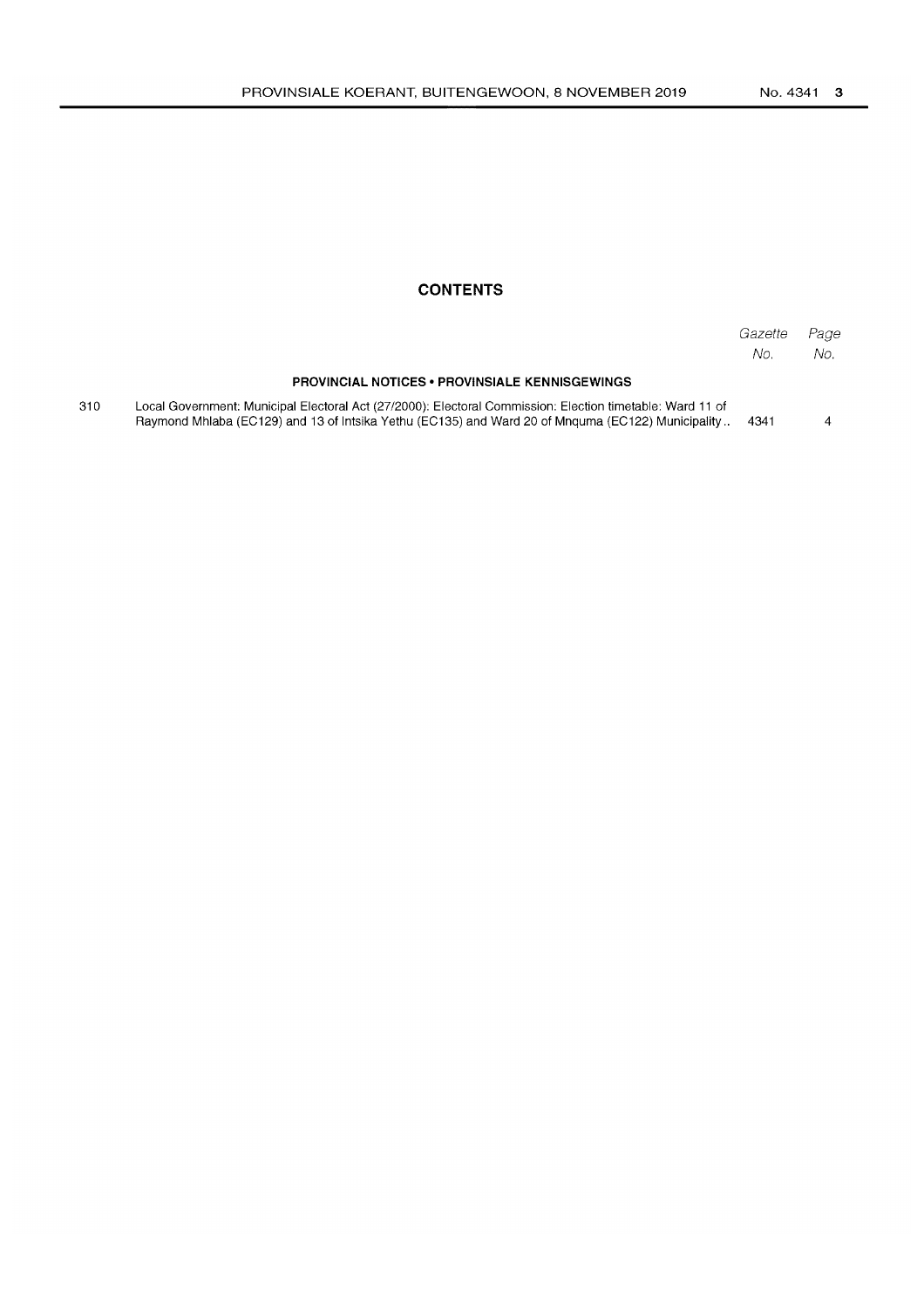## CONTENTS

| | | Gazette No. | Page No. |
|---|---|---|---|
| | **PROVINCIAL NOTICES • PROVINSIALE KENNISGEWINGS** | | |
| 310 | Local Government: Municipal Electoral Act (27/2000): Electoral Commission: Election timetable: Ward 11 of Raymond Mhlaba (EC129) and 13 of Intsika Yethu (EC135) and Ward 20 of Mnquma (EC122) Municipality .. | 4341 | 4 |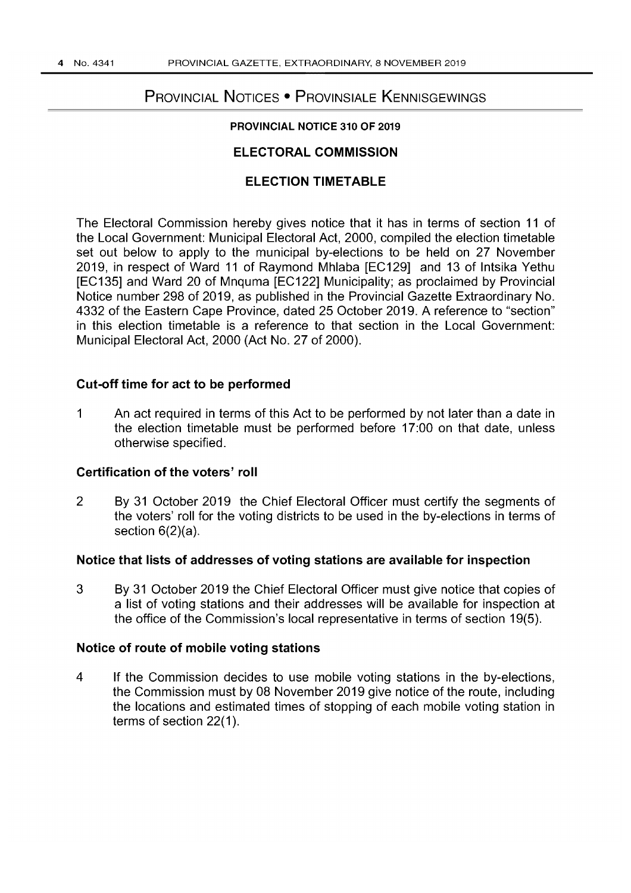# PROVINCIAL NOTICES • PROVINSIALE KENNISGEWINGS

**PROVINCIAL NOTICE 310 OF 2019**

## ELECTORAL COMMISSION

## ELECTION TIMETABLE

The Electoral Commission hereby gives notice that it has in terms of section 11 of the Local Government: Municipal Electoral Act, 2000, compiled the election timetable set out below to apply to the municipal by-elections to be held on 27 November 2019, in respect of Ward 11 of Raymond Mhlaba [EC129] and 13 of Intsika Yethu [EC135] and Ward 20 of Mnquma [EC122] Municipality; as proclaimed by Provincial Notice number 298 of 2019, as published in the Provincial Gazette Extraordinary No. 4332 of the Eastern Cape Province, dated 25 October 2019. A reference to "section" in this election timetable is a reference to that section in the Local Government: Municipal Electoral Act, 2000 (Act No. 27 of 2000).

### Cut-off time for act to be performed

1 An act required in terms of this Act to be performed by not later than a date in the election timetable must be performed before 17:00 on that date, unless otherwise specified.

### Certification of the voters' roll

2 By 31 October 2019 the Chief Electoral Officer must certify the segments of the voters' roll for the voting districts to be used in the by-elections in terms of section 6(2)(a).

### Notice that lists of addresses of voting stations are available for inspection

3 By 31 October 2019 the Chief Electoral Officer must give notice that copies of a list of voting stations and their addresses will be available for inspection at the office of the Commission's local representative in terms of section 19(5).

### Notice of route of mobile voting stations

4 If the Commission decides to use mobile voting stations in the by-elections, the Commission must by 08 November 2019 give notice of the route, including the locations and estimated times of stopping of each mobile voting station in terms of section 22(1).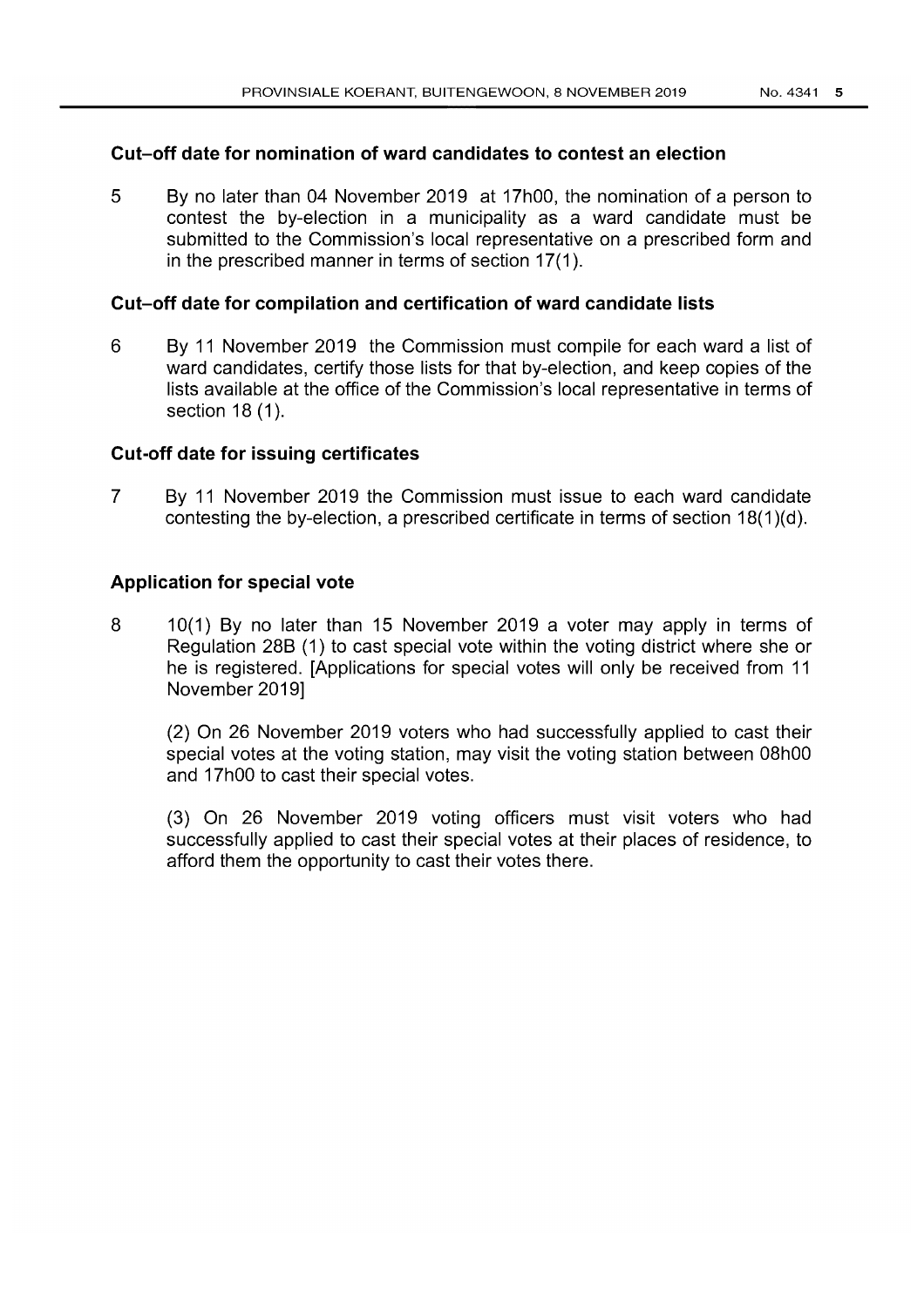### Cut–off date for nomination of ward candidates to contest an election

5 By no later than 04 November 2019 at 17h00, the nomination of a person to contest the by-election in a municipality as a ward candidate must be submitted to the Commission's local representative on a prescribed form and in the prescribed manner in terms of section 17(1).

### Cut–off date for compilation and certification of ward candidate lists

6 By 11 November 2019 the Commission must compile for each ward a list of ward candidates, certify those lists for that by-election, and keep copies of the lists available at the office of the Commission's local representative in terms of section 18 (1).

### Cut-off date for issuing certificates

7 By 11 November 2019 the Commission must issue to each ward candidate contesting the by-election, a prescribed certificate in terms of section 18(1)(d).

### Application for special vote

8 10(1) By no later than 15 November 2019 a voter may apply in terms of Regulation 28B (1) to cast special vote within the voting district where she or he is registered. [Applications for special votes will only be received from 11 November 2019]

(2) On 26 November 2019 voters who had successfully applied to cast their special votes at the voting station, may visit the voting station between 08h00 and 17h00 to cast their special votes.

(3) On 26 November 2019 voting officers must visit voters who had successfully applied to cast their special votes at their places of residence, to afford them the opportunity to cast their votes there.